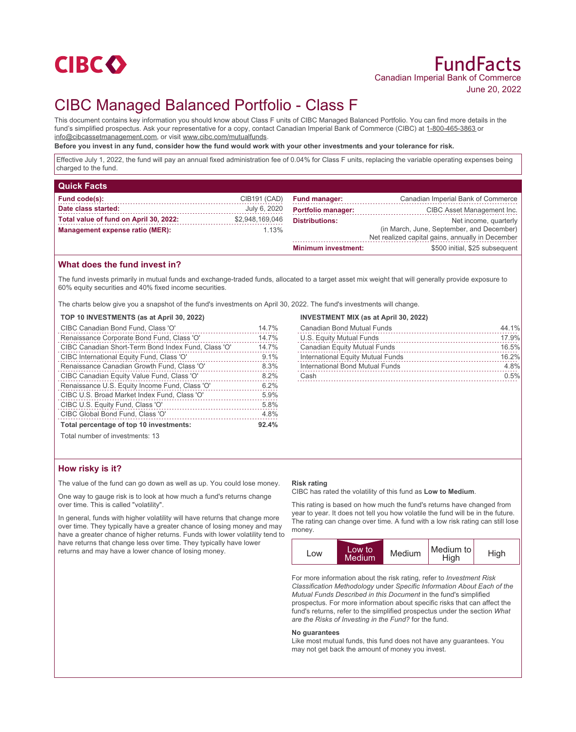CIBC

# FundFacts

Canadian Imperial Bank of Commerce

June 20, 2022

# CIBC Managed Balanced Portfolio - Class F

This document contains key information you should know about Class F units of CIBC Managed Balanced Portfolio. You can find more details in the fund's simplified prospectus. Ask your representative for a copy, contact Canadian Imperial Bank of Commerce (CIBC) at 1-800-465-3863 or info@cibcassetmanagement.com, or visit www.cibc.com/mutualfunds.

**Before you invest in any fund, consider how the fund would work with your other investments and your tolerance for risk.**

Effective July 1, 2022, the fund will pay an annual fixed administration fee of 0.04% for Class F units, replacing the variable operating expenses being charged to the fund.

## Quick Facts

| | |
|---|---|
| **Fund code(s):** | CIB191 (CAD) |
| **Date class started:** | July 6, 2020 |
| **Total value of fund on April 30, 2022:** | $2,948,169,046 |
| **Management expense ratio (MER):** | 1.13% |
| **Fund manager:** | Canadian Imperial Bank of Commerce |
| **Portfolio manager:** | CIBC Asset Management Inc. |
| **Distributions:** | Net income, quarterly (in March, June, September, and December) Net realized capital gains, annually in December |
| **Minimum investment:** | $500 initial, $25 subsequent |

## What does the fund invest in?

The fund invests primarily in mutual funds and exchange-traded funds, allocated to a target asset mix weight that will generally provide exposure to 60% equity securities and 40% fixed income securities.

The charts below give you a snapshot of the fund's investments on April 30, 2022. The fund's investments will change.

**TOP 10 INVESTMENTS (as at April 30, 2022)**

| | |
|---|---|
| CIBC Canadian Bond Fund, Class 'O' | 14.7% |
| Renaissance Corporate Bond Fund, Class 'O' | 14.7% |
| CIBC Canadian Short-Term Bond Index Fund, Class 'O' | 14.7% |
| CIBC International Equity Fund, Class 'O' | 9.1% |
| Renaissance Canadian Growth Fund, Class 'O' | 8.3% |
| CIBC Canadian Equity Value Fund, Class 'O' | 8.2% |
| Renaissance U.S. Equity Income Fund, Class 'O' | 6.2% |
| CIBC U.S. Broad Market Index Fund, Class 'O' | 5.9% |
| CIBC U.S. Equity Fund, Class 'O' | 5.8% |
| CIBC Global Bond Fund, Class 'O' | 4.8% |
| **Total percentage of top 10 investments:** | **92.4%** |

Total number of investments: 13

**INVESTMENT MIX (as at April 30, 2022)**

| | |
|---|---|
| Canadian Bond Mutual Funds | 44.1% |
| U.S. Equity Mutual Funds | 17.9% |
| Canadian Equity Mutual Funds | 16.5% |
| International Equity Mutual Funds | 16.2% |
| International Bond Mutual Funds | 4.8% |
| Cash | 0.5% |

## How risky is it?

The value of the fund can go down as well as up. You could lose money.

One way to gauge risk is to look at how much a fund's returns change over time. This is called "volatility".

In general, funds with higher volatility will have returns that change more over time. They typically have a greater chance of losing money and may have a greater chance of higher returns. Funds with lower volatility tend to have returns that change less over time. They typically have lower returns and may have a lower chance of losing money.

**Risk rating**

CIBC has rated the volatility of this fund as **Low to Medium**.

This rating is based on how much the fund's returns have changed from year to year. It does not tell you how volatile the fund will be in the future. The rating can change over time. A fund with a low risk rating can still lose money.

| Low | **Low to Medium** | Medium | Medium to High | High |
|---|---|---|---|---|

For more information about the risk rating, refer to *Investment Risk Classification Methodology* under *Specific Information About Each of the Mutual Funds Described in this Document* in the fund's simplified prospectus. For more information about specific risks that can affect the fund's returns, refer to the simplified prospectus under the section *What are the Risks of Investing in the Fund?* for the fund.

**No guarantees**

Like most mutual funds, this fund does not have any guarantees. You may not get back the amount of money you invest.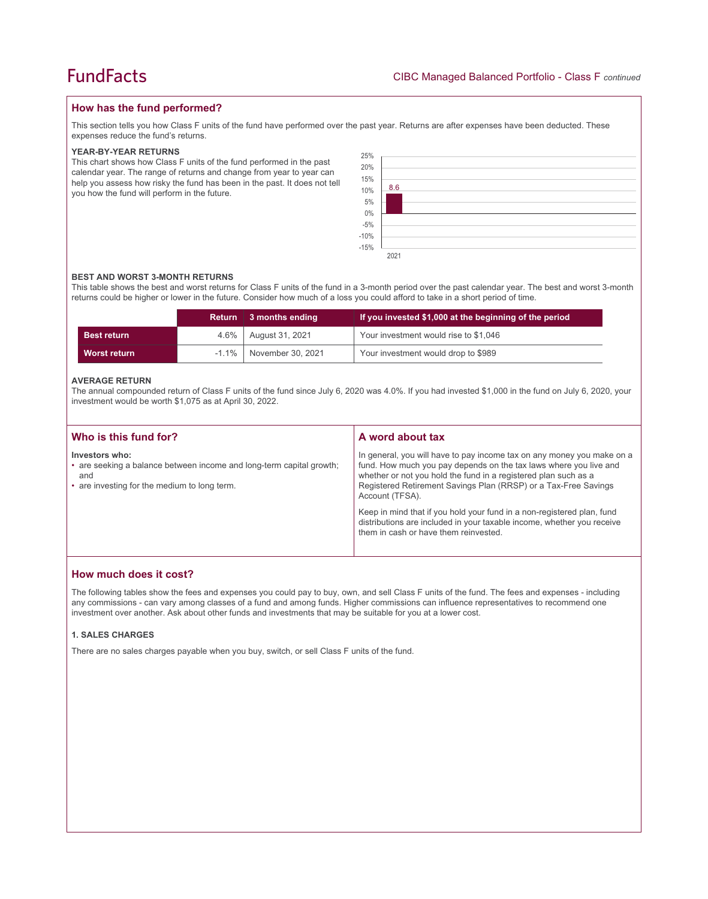## How has the fund performed?

This section tells you how Class F units of the fund have performed over the past year. Returns are after expenses have been deducted. These expenses reduce the fund's returns.

### YEAR-BY-YEAR RETURNS

This chart shows how Class F units of the fund performed in the past calendar year. The range of returns and change from year to year can help you assess how risky the fund has been in the past. It does not tell you how the fund will perform in the future.

| Year | Return (%) |
|---|---|
| 2021 | 8.6 |

### BEST AND WORST 3-MONTH RETURNS

This table shows the best and worst returns for Class F units of the fund in a 3-month period over the past calendar year. The best and worst 3-month returns could be higher or lower in the future. Consider how much of a loss you could afford to take in a short period of time.

| | Return | 3 months ending | If you invested $1,000 at the beginning of the period |
|---|---|---|---|
| **Best return** | 4.6% | August 31, 2021 | Your investment would rise to $1,046 |
| **Worst return** | -1.1% | November 30, 2021 | Your investment would drop to $989 |

### AVERAGE RETURN

The annual compounded return of Class F units of the fund since July 6, 2020 was 4.0%. If you had invested $1,000 in the fund on July 6, 2020, your investment would be worth $1,075 as at April 30, 2022.

## Who is this fund for?

**Investors who:**

- are seeking a balance between income and long-term capital growth; and
- are investing for the medium to long term.

## A word about tax

In general, you will have to pay income tax on any money you make on a fund. How much you pay depends on the tax laws where you live and whether or not you hold the fund in a registered plan such as a Registered Retirement Savings Plan (RRSP) or a Tax-Free Savings Account (TFSA).

Keep in mind that if you hold your fund in a non-registered plan, fund distributions are included in your taxable income, whether you receive them in cash or have them reinvested.

## How much does it cost?

The following tables show the fees and expenses you could pay to buy, own, and sell Class F units of the fund. The fees and expenses - including any commissions - can vary among classes of a fund and among funds. Higher commissions can influence representatives to recommend one investment over another. Ask about other funds and investments that may be suitable for you at a lower cost.

### 1. SALES CHARGES

There are no sales charges payable when you buy, switch, or sell Class F units of the fund.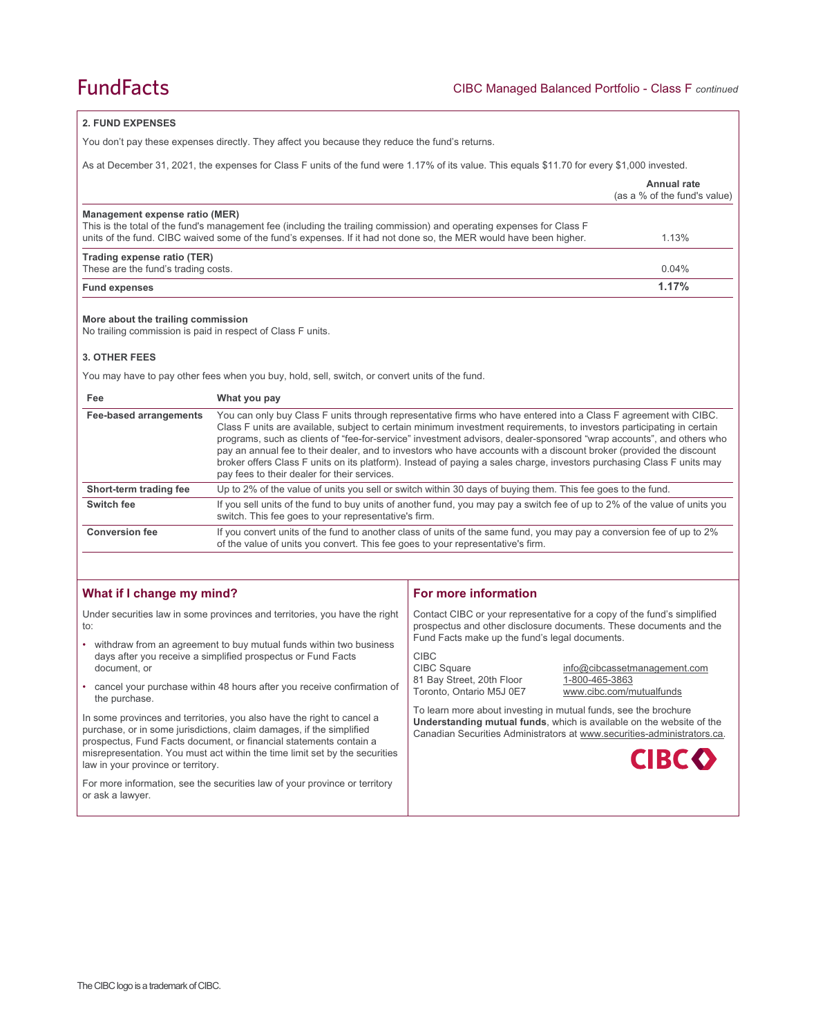## 2. FUND EXPENSES

You don't pay these expenses directly. They affect you because they reduce the fund's returns.

As at December 31, 2021, the expenses for Class F units of the fund were 1.17% of its value. This equals $11.70 for every $1,000 invested.

| | Annual rate (as a % of the fund's value) |
|---|---|
| **Management expense ratio (MER)**<br>This is the total of the fund's management fee (including the trailing commission) and operating expenses for Class F units of the fund. CIBC waived some of the fund's expenses. If it had not done so, the MER would have been higher. | 1.13% |
| **Trading expense ratio (TER)**<br>These are the fund's trading costs. | 0.04% |
| **Fund expenses** | **1.17%** |

**More about the trailing commission**

No trailing commission is paid in respect of Class F units.

## 3. OTHER FEES

You may have to pay other fees when you buy, hold, sell, switch, or convert units of the fund.

| Fee | What you pay |
|---|---|
| **Fee-based arrangements** | You can only buy Class F units through representative firms who have entered into a Class F agreement with CIBC. Class F units are available, subject to certain minimum investment requirements, to investors participating in certain programs, such as clients of "fee-for-service" investment advisors, dealer-sponsored "wrap accounts", and others who pay an annual fee to their dealer, and to investors who have accounts with a discount broker (provided the discount broker offers Class F units on its platform). Instead of paying a sales charge, investors purchasing Class F units may pay fees to their dealer for their services. |
| **Short-term trading fee** | Up to 2% of the value of units you sell or switch within 30 days of buying them. This fee goes to the fund. |
| **Switch fee** | If you sell units of the fund to buy units of another fund, you may pay a switch fee of up to 2% of the value of units you switch. This fee goes to your representative's firm. |
| **Conversion fee** | If you convert units of the fund to another class of units of the same fund, you may pay a conversion fee of up to 2% of the value of units you convert. This fee goes to your representative's firm. |

## What if I change my mind?

Under securities law in some provinces and territories, you have the right to:

- withdraw from an agreement to buy mutual funds within two business days after you receive a simplified prospectus or Fund Facts document, or
- cancel your purchase within 48 hours after you receive confirmation of the purchase.

In some provinces and territories, you also have the right to cancel a purchase, or in some jurisdictions, claim damages, if the simplified prospectus, Fund Facts document, or financial statements contain a misrepresentation. You must act within the time limit set by the securities law in your province or territory.

For more information, see the securities law of your province or territory or ask a lawyer.

## For more information

Contact CIBC or your representative for a copy of the fund's simplified prospectus and other disclosure documents. These documents and the Fund Facts make up the fund's legal documents.

CIBC
CIBC Square
81 Bay Street, 20th Floor
Toronto, Ontario M5J 0E7

info@cibcassetmanagement.com
1-800-465-3863
www.cibc.com/mutualfunds

To learn more about investing in mutual funds, see the brochure **Understanding mutual funds**, which is available on the website of the Canadian Securities Administrators at www.securities-administrators.ca.

CIBC

The CIBC logo is a trademark of CIBC.